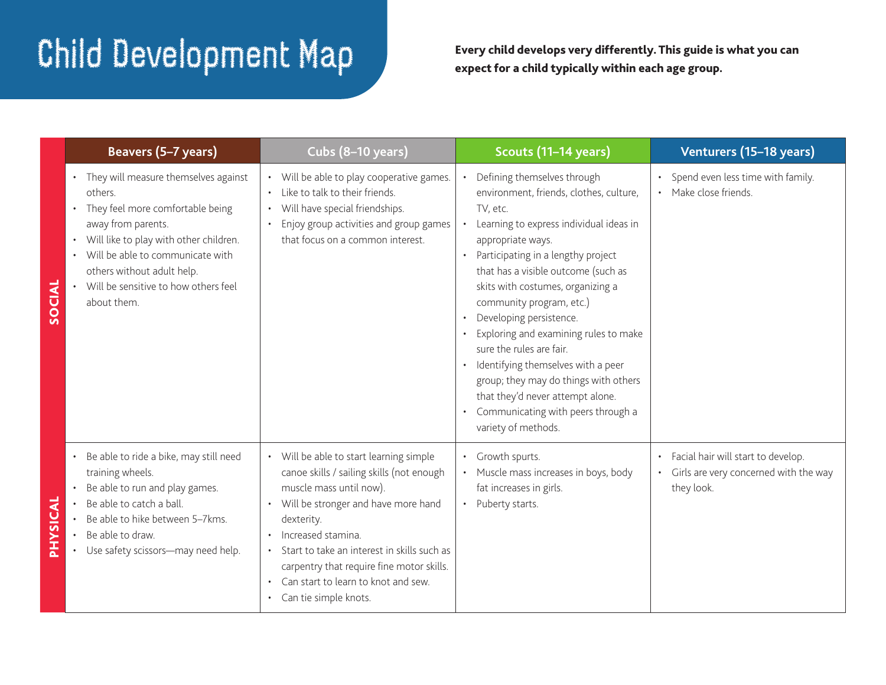# Child Development Map

**Every child develops very differently. This guide is what you can expect for a child typically within each age group.**

| | Beavers (5–7 years) | Cubs (8–10 years) | Scouts (11–14 years) | Venturers (15–18 years) |
|---|---|---|---|---|
| **SOCIAL** | • They will measure themselves against others.<br>• They feel more comfortable being away from parents.<br>• Will like to play with other children.<br>• Will be able to communicate with others without adult help.<br>• Will be sensitive to how others feel about them. | • Will be able to play cooperative games.<br>• Like to talk to their friends.<br>• Will have special friendships.<br>• Enjoy group activities and group games that focus on a common interest. | • Defining themselves through environment, friends, clothes, culture, TV, etc.<br>• Learning to express individual ideas in appropriate ways.<br>• Participating in a lengthy project that has a visible outcome (such as skits with costumes, organizing a community program, etc.)<br>• Developing persistence.<br>• Exploring and examining rules to make sure the rules are fair.<br>• Identifying themselves with a peer group; they may do things with others that they'd never attempt alone.<br>• Communicating with peers through a variety of methods. | • Spend even less time with family.<br>• Make close friends. |
| **PHYSICAL** | • Be able to ride a bike, may still need training wheels.<br>• Be able to run and play games.<br>• Be able to catch a ball.<br>• Be able to hike between 5–7kms.<br>• Be able to draw.<br>• Use safety scissors—may need help. | • Will be able to start learning simple canoe skills / sailing skills (not enough muscle mass until now).<br>• Will be stronger and have more hand dexterity.<br>• Increased stamina.<br>• Start to take an interest in skills such as carpentry that require fine motor skills.<br>• Can start to learn to knot and sew.<br>• Can tie simple knots. | • Growth spurts.<br>• Muscle mass increases in boys, body fat increases in girls.<br>• Puberty starts. | • Facial hair will start to develop.<br>• Girls are very concerned with the way they look. |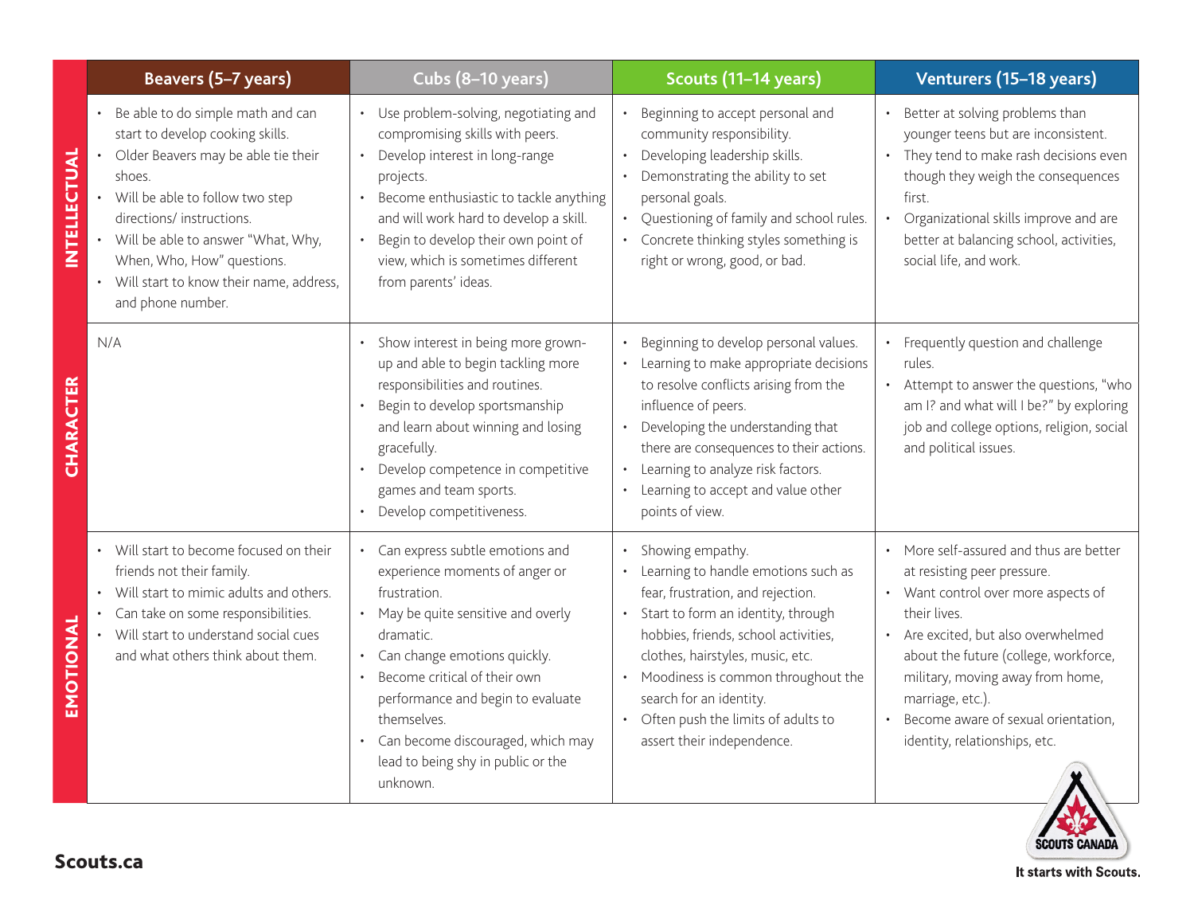| | Beavers (5–7 years) | Cubs (8–10 years) | Scouts (11–14 years) | Venturers (15–18 years) |
|---|---|---|---|---|
| **INTELLECTUAL** | • Be able to do simple math and can start to develop cooking skills.<br>• Older Beavers may be able tie their shoes.<br>• Will be able to follow two step directions/ instructions.<br>• Will be able to answer "What, Why, When, Who, How" questions.<br>• Will start to know their name, address, and phone number. | • Use problem-solving, negotiating and compromising skills with peers.<br>• Develop interest in long-range projects.<br>• Become enthusiastic to tackle anything and will work hard to develop a skill.<br>• Begin to develop their own point of view, which is sometimes different from parents' ideas. | • Beginning to accept personal and community responsibility.<br>• Developing leadership skills.<br>• Demonstrating the ability to set personal goals.<br>• Questioning of family and school rules.<br>• Concrete thinking styles something is right or wrong, good, or bad. | • Better at solving problems than younger teens but are inconsistent.<br>• They tend to make rash decisions even though they weigh the consequences first.<br>• Organizational skills improve and are better at balancing school, activities, social life, and work. |
| **CHARACTER** | N/A | • Show interest in being more grown-up and able to begin tackling more responsibilities and routines.<br>• Begin to develop sportsmanship and learn about winning and losing gracefully.<br>• Develop competence in competitive games and team sports.<br>• Develop competitiveness. | • Beginning to develop personal values.<br>• Learning to make appropriate decisions to resolve conflicts arising from the influence of peers.<br>• Developing the understanding that there are consequences to their actions.<br>• Learning to analyze risk factors.<br>• Learning to accept and value other points of view. | • Frequently question and challenge rules.<br>• Attempt to answer the questions, "who am I? and what will I be?" by exploring job and college options, religion, social and political issues. |
| **EMOTIONAL** | • Will start to become focused on their friends not their family.<br>• Will start to mimic adults and others.<br>• Can take on some responsibilities.<br>• Will start to understand social cues and what others think about them. | • Can express subtle emotions and experience moments of anger or frustration.<br>• May be quite sensitive and overly dramatic.<br>• Can change emotions quickly.<br>• Become critical of their own performance and begin to evaluate themselves.<br>• Can become discouraged, which may lead to being shy in public or the unknown. | • Showing empathy.<br>• Learning to handle emotions such as fear, frustration, and rejection.<br>• Start to form an identity, through hobbies, friends, school activities, clothes, hairstyles, music, etc.<br>• Moodiness is common throughout the search for an identity.<br>• Often push the limits of adults to assert their independence. | • More self-assured and thus are better at resisting peer pressure.<br>• Want control over more aspects of their lives.<br>• Are excited, but also overwhelmed about the future (college, workforce, military, moving away from home, marriage, etc.).<br>• Become aware of sexual orientation, identity, relationships, etc. |

Scouts.ca

SCOUTS CANADA

It starts with Scouts.